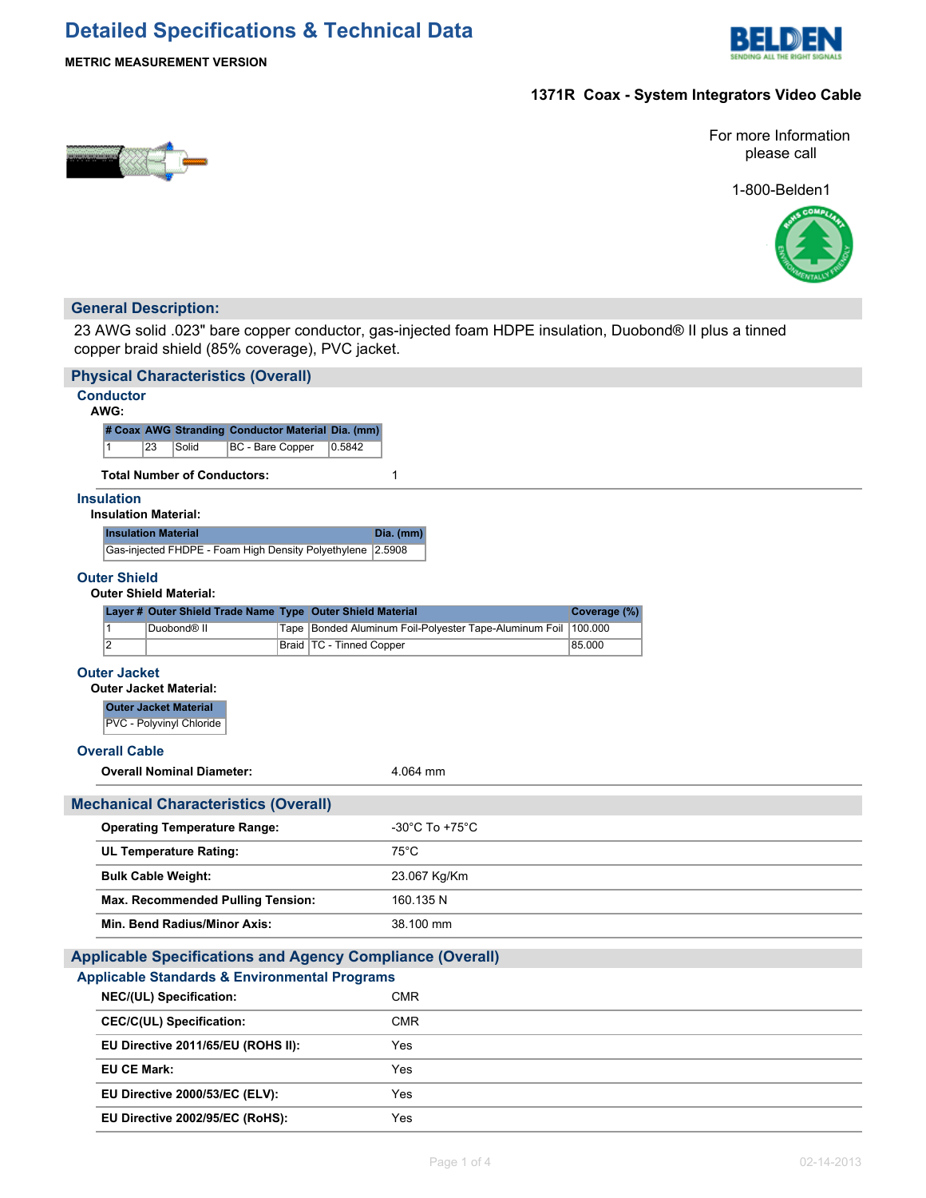# Detailed Specifications & Technical Data

**METRIC MEASUREMENT VERSION**

**1371R Coax - System Integrators Video Cable**

For more Information please call

1-800-Belden1

## General Description:

23 AWG solid .023" bare copper conductor, gas-injected foam HDPE insulation, Duobond® II plus a tinned copper braid shield (85% coverage), PVC jacket.

## Physical Characteristics (Overall)

### Conductor

**AWG:**

| # Coax | AWG | Stranding | Conductor Material | Dia. (mm) |
|---|---|---|---|---|
| 1 | 23 | Solid | BC - Bare Copper | 0.5842 |

**Total Number of Conductors:** 1

### Insulation

**Insulation Material:**

| Insulation Material | Dia. (mm) |
|---|---|
| Gas-injected FHDPE - Foam High Density Polyethylene | 2.5908 |

### Outer Shield

**Outer Shield Material:**

| Layer # | Outer Shield Trade Name | Type | Outer Shield Material | Coverage (%) |
|---|---|---|---|---|
| 1 | Duobond® II | Tape | Bonded Aluminum Foil-Polyester Tape-Aluminum Foil | 100.000 |
| 2 | | Braid | TC - Tinned Copper | 85.000 |

### Outer Jacket

**Outer Jacket Material:**

| Outer Jacket Material |
|---|
| PVC - Polyvinyl Chloride |

### Overall Cable

**Overall Nominal Diameter:** 4.064 mm

## Mechanical Characteristics (Overall)

| | |
|---|---|
| **Operating Temperature Range:** | -30°C To +75°C |
| **UL Temperature Rating:** | 75°C |
| **Bulk Cable Weight:** | 23.067 Kg/Km |
| **Max. Recommended Pulling Tension:** | 160.135 N |
| **Min. Bend Radius/Minor Axis:** | 38.100 mm |

## Applicable Specifications and Agency Compliance (Overall)

### Applicable Standards & Environmental Programs

| | |
|---|---|
| **NEC/(UL) Specification:** | CMR |
| **CEC/C(UL) Specification:** | CMR |
| **EU Directive 2011/65/EU (ROHS II):** | Yes |
| **EU CE Mark:** | Yes |
| **EU Directive 2000/53/EC (ELV):** | Yes |
| **EU Directive 2002/95/EC (RoHS):** | Yes |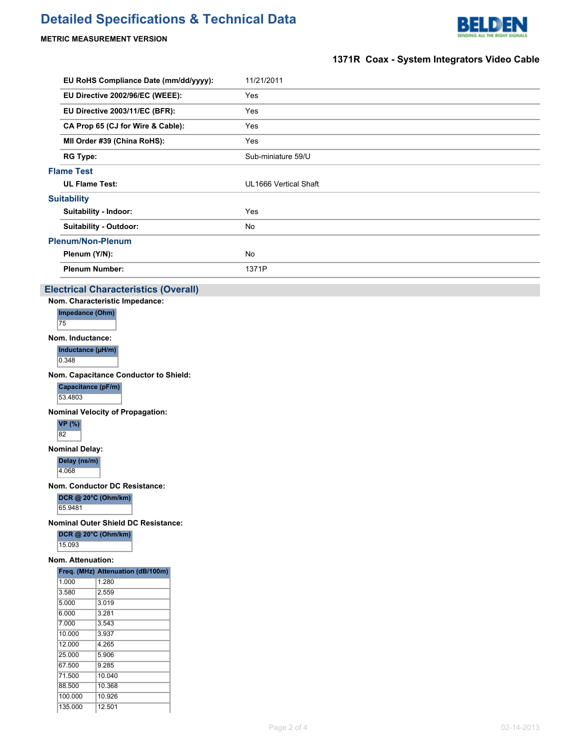# Detailed Specifications & Technical Data

**METRIC MEASUREMENT VERSION**

**1371R Coax - System Integrators Video Cable**

| | |
|---|---|
| **EU RoHS Compliance Date (mm/dd/yyyy):** | 11/21/2011 |
| **EU Directive 2002/96/EC (WEEE):** | Yes |
| **EU Directive 2003/11/EC (BFR):** | Yes |
| **CA Prop 65 (CJ for Wire & Cable):** | Yes |
| **MII Order #39 (China RoHS):** | Yes |
| **RG Type:** | Sub-miniature 59/U |

### Flame Test

| | |
|---|---|
| **UL Flame Test:** | UL1666 Vertical Shaft |

### Suitability

| | |
|---|---|
| **Suitability - Indoor:** | Yes |
| **Suitability - Outdoor:** | No |

### Plenum/Non-Plenum

| | |
|---|---|
| **Plenum (Y/N):** | No |
| **Plenum Number:** | 1371P |

## Electrical Characteristics (Overall)

**Nom. Characteristic Impedance:**

| Impedance (Ohm) |
|---|
| 75 |

**Nom. Inductance:**

| Inductance (µH/m) |
|---|
| 0.348 |

**Nom. Capacitance Conductor to Shield:**

| Capacitance (pF/m) |
|---|
| 53.4803 |

**Nominal Velocity of Propagation:**

| VP (%) |
|---|
| 82 |

**Nominal Delay:**

| Delay (ns/m) |
|---|
| 4.068 |

**Nom. Conductor DC Resistance:**

| DCR @ 20°C (Ohm/km) |
|---|
| 65.9481 |

**Nominal Outer Shield DC Resistance:**

| DCR @ 20°C (Ohm/km) |
|---|
| 15.093 |

**Nom. Attenuation:**

| Freq. (MHz) | Attenuation (dB/100m) |
|---|---|
| 1.000 | 1.280 |
| 3.580 | 2.559 |
| 5.000 | 3.019 |
| 6.000 | 3.281 |
| 7.000 | 3.543 |
| 10.000 | 3.937 |
| 12.000 | 4.265 |
| 25.000 | 5.906 |
| 67.500 | 9.285 |
| 71.500 | 10.040 |
| 88.500 | 10.368 |
| 100.000 | 10.926 |
| 135.000 | 12.501 |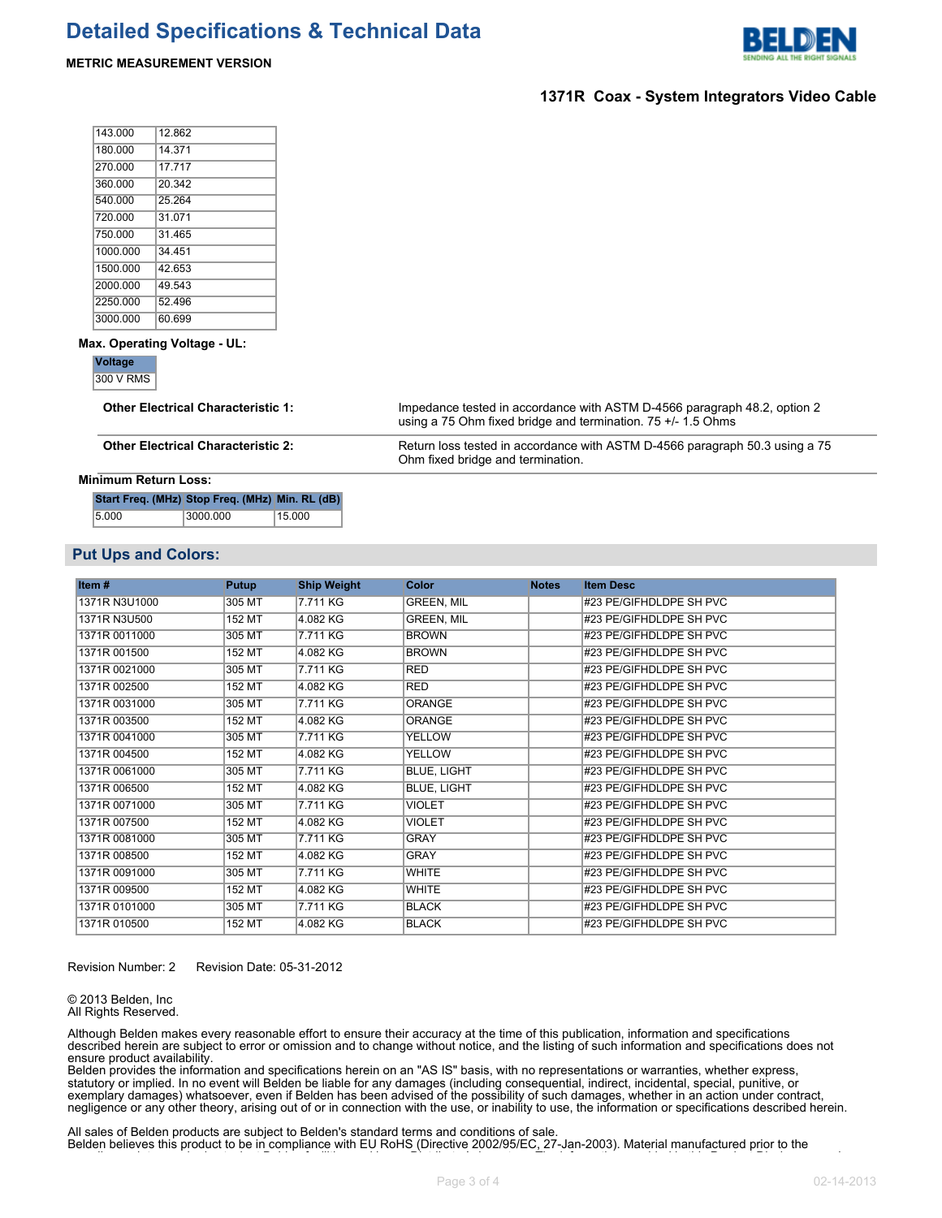| | |
|---|---|
| 143.000 | 12.862 |
| 180.000 | 14.371 |
| 270.000 | 17.717 |
| 360.000 | 20.342 |
| 540.000 | 25.264 |
| 720.000 | 31.071 |
| 750.000 | 31.465 |
| 1000.000 | 34.451 |
| 1500.000 | 42.653 |
| 2000.000 | 49.543 |
| 2250.000 | 52.496 |
| 3000.000 | 60.699 |

**Max. Operating Voltage - UL:**

| Voltage |
|---|
| 300 V RMS |

| | |
|---|---|
| **Other Electrical Characteristic 1:** | Impedance tested in accordance with ASTM D-4566 paragraph 48.2, option 2 using a 75 Ohm fixed bridge and termination. 75 +/- 1.5 Ohms |
| **Other Electrical Characteristic 2:** | Return loss tested in accordance with ASTM D-4566 paragraph 50.3 using a 75 Ohm fixed bridge and termination. |

**Minimum Return Loss:**

| Start Freq. (MHz) | Stop Freq. (MHz) | Min. RL (dB) |
|---|---|---|
| 5.000 | 3000.000 | 15.000 |

## Put Ups and Colors:

| Item # | Putup | Ship Weight | Color | Notes | Item Desc |
|---|---|---|---|---|---|
| 1371R N3U1000 | 305 MT | 7.711 KG | GREEN, MIL | | #23 PE/GIFHDLDPE SH PVC |
| 1371R N3U500 | 152 MT | 4.082 KG | GREEN, MIL | | #23 PE/GIFHDLDPE SH PVC |
| 1371R 0011000 | 305 MT | 7.711 KG | BROWN | | #23 PE/GIFHDLDPE SH PVC |
| 1371R 001500 | 152 MT | 4.082 KG | BROWN | | #23 PE/GIFHDLDPE SH PVC |
| 1371R 0021000 | 305 MT | 7.711 KG | RED | | #23 PE/GIFHDLDPE SH PVC |
| 1371R 002500 | 152 MT | 4.082 KG | RED | | #23 PE/GIFHDLDPE SH PVC |
| 1371R 0031000 | 305 MT | 7.711 KG | ORANGE | | #23 PE/GIFHDLDPE SH PVC |
| 1371R 003500 | 152 MT | 4.082 KG | ORANGE | | #23 PE/GIFHDLDPE SH PVC |
| 1371R 0041000 | 305 MT | 7.711 KG | YELLOW | | #23 PE/GIFHDLDPE SH PVC |
| 1371R 004500 | 152 MT | 4.082 KG | YELLOW | | #23 PE/GIFHDLDPE SH PVC |
| 1371R 0061000 | 305 MT | 7.711 KG | BLUE, LIGHT | | #23 PE/GIFHDLDPE SH PVC |
| 1371R 006500 | 152 MT | 4.082 KG | BLUE, LIGHT | | #23 PE/GIFHDLDPE SH PVC |
| 1371R 0071000 | 305 MT | 7.711 KG | VIOLET | | #23 PE/GIFHDLDPE SH PVC |
| 1371R 007500 | 152 MT | 4.082 KG | VIOLET | | #23 PE/GIFHDLDPE SH PVC |
| 1371R 0081000 | 305 MT | 7.711 KG | GRAY | | #23 PE/GIFHDLDPE SH PVC |
| 1371R 008500 | 152 MT | 4.082 KG | GRAY | | #23 PE/GIFHDLDPE SH PVC |
| 1371R 0091000 | 305 MT | 7.711 KG | WHITE | | #23 PE/GIFHDLDPE SH PVC |
| 1371R 009500 | 152 MT | 4.082 KG | WHITE | | #23 PE/GIFHDLDPE SH PVC |
| 1371R 0101000 | 305 MT | 7.711 KG | BLACK | | #23 PE/GIFHDLDPE SH PVC |
| 1371R 010500 | 152 MT | 4.082 KG | BLACK | | #23 PE/GIFHDLDPE SH PVC |

Revision Number: 2 Revision Date: 05-31-2012

© 2013 Belden, Inc
All Rights Reserved.

Although Belden makes every reasonable effort to ensure their accuracy at the time of this publication, information and specifications described herein are subject to error or omission and to change without notice, and the listing of such information and specifications does not ensure product availability.
Belden provides the information and specifications herein on an "AS IS" basis, with no representations or warranties, whether express, statutory or implied. In no event will Belden be liable for any damages (including consequential, indirect, incidental, special, punitive, or exemplary damages) whatsoever, even if Belden has been advised of the possibility of such damages, whether in an action under contract, negligence or any other theory, arising out of or in connection with the use, or inability to use, the information or specifications described herein.

All sales of Belden products are subject to Belden's standard terms and conditions of sale.
Belden believes this product to be in compliance with EU RoHS (Directive 2002/95/EC, 27-Jan-2003). Material manufactured prior to the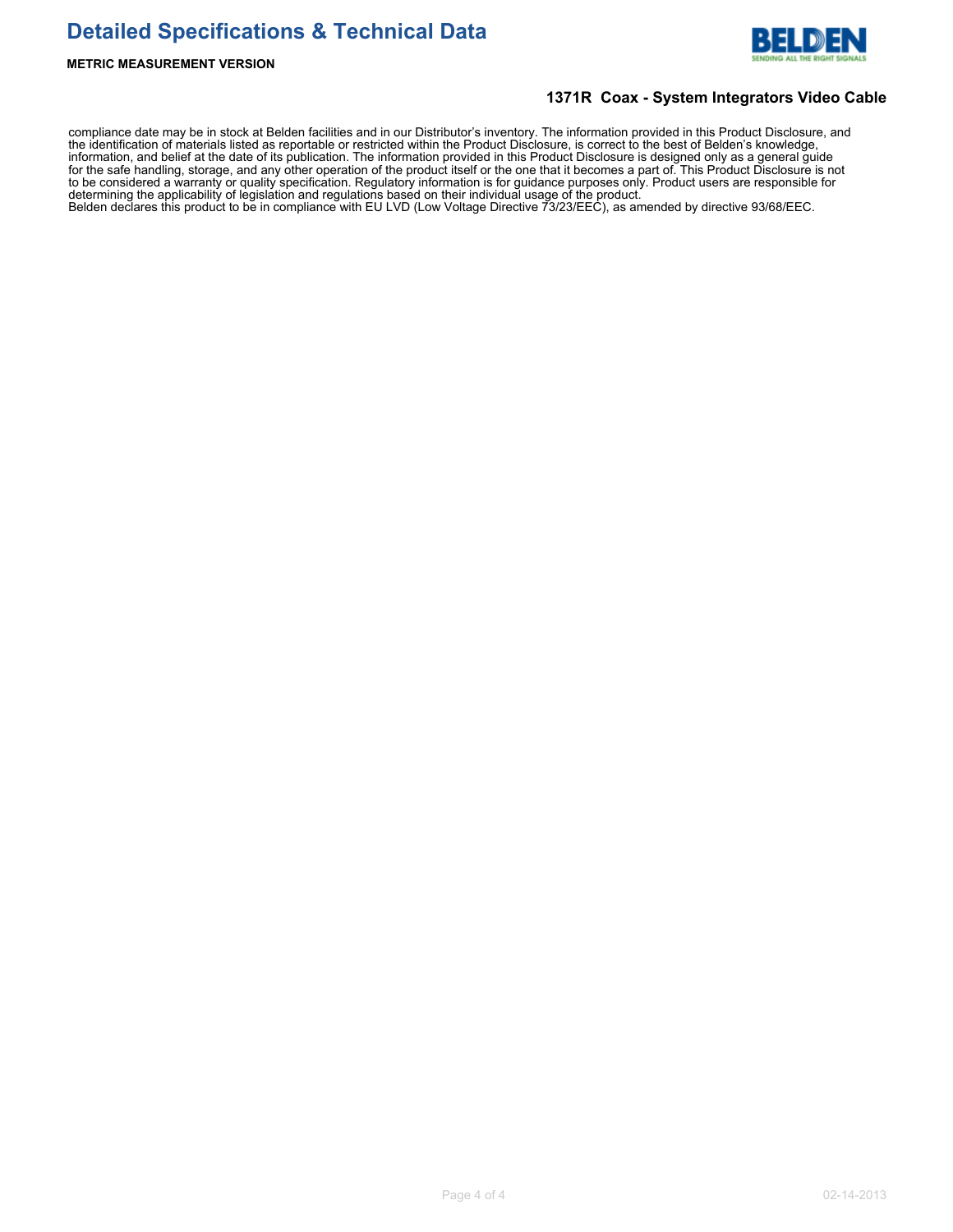compliance date may be in stock at Belden facilities and in our Distributor's inventory. The information provided in this Product Disclosure, and the identification of materials listed as reportable or restricted within the Product Disclosure, is correct to the best of Belden's knowledge, information, and belief at the date of its publication. The information provided in this Product Disclosure is designed only as a general guide for the safe handling, storage, and any other operation of the product itself or the one that it becomes a part of. This Product Disclosure is not to be considered a warranty or quality specification. Regulatory information is for guidance purposes only. Product users are responsible for determining the applicability of legislation and regulations based on their individual usage of the product.
Belden declares this product to be in compliance with EU LVD (Low Voltage Directive 73/23/EEC), as amended by directive 93/68/EEC.